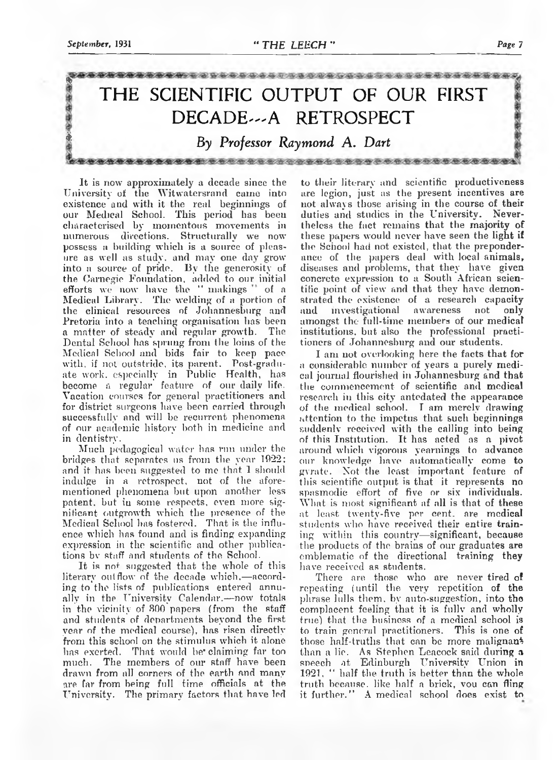# THE SCIENTIFIC OUTPUT OF OUR FIRST DECADE—A RETROSPECT

### *By Professor Raymond A. Dart*

It is now approximately a decade since the University of the Witwatersrand came into existence and with it the real beginnings of our Medical School. This period has been characterised by momentous movements in numerous directions. Structurally we now possess a building which is a source of pleasure as well as study, and may one day grow into a source of pride. By the generosity of the Carnegie Foundation, added to our initial efforts we now have the "makings" of a Medical Library. The welding of a portion of the clinical resources of Johannesburg and Pretoria into a teaching organisation has been a matter of steady and regular growth. The Dental School has sprung from the loins of the Medical School and bids fair to keep pace with, if not outstride, its parent. Post-graduate work, especially in Public Health, has become a regular feature of our daily life. Vacation courses for general practitioners and for district surgeons have been carried through successfully and will be recurrent phenomena of our academic history both in medicine and in dentistry.

Much pedagogical water has run under the bridges that separates us from the year 1922; and it has been suggested to me that I should indulge in a retrospect, not of the aforementioned phenomena but upon another less patent, but in some respects, even more significant outgrowth which the presence of the Medical School has fostered. That is the influence which has found and is finding expanding expression in the scientific and other publications by staff and students of the School.

It is not suggested that the whole of this literary outflow of the decade which,—according to the lists of publications entered annually in the University Calendar,—now totals in the vicinity of 800 papers (from the staff and students of departments beyond the first year of the medical course), has risen directly from this school on the stimulus which it alone has exerted. That would be claiming far too much. The members of our staff have been drawn from all corners of the earth and many are far from being full time officials at the University. The primary factors that have led to their literary and scientific productiveness are legion, just as the present incentives are not always those arising in the course of their duties and studies in the University. Nevertheless the fact remains that the majority of these papers would never have seen the light if the School had not existed, that the preponderance of the papers deal with local animals, diseases and problems, that they have given concrete expression to a South African scientific point of view and that they have demonstrated the existence of a research capacity and investigational awareness not only amongst the full-time members of our medical institutions, but also the professional practitioners of Johannesburg and our students.

I am not overlooking here the facts that for a considerable number of years a purely medical journal flourished in Johannesburg and that the commencement of scientific and medical research in this city antedated the appearance of the medical school. I am merely drawing attention to the impetus that such beginnings suddenly received with the calling into being of this Institution. It has acted as a pivot around which vigorous yearnings to advance our knowledge have automatically come to gyrate. Not the least important feature of this scientific output is that it represents no spasmodic effort of five or six individuals. What is most significant of all is that of these at least twenty-five per cent. are medical students who have received their entire training within this country—significant, because the products of the brains of our graduates are emblematic of the directional training they have received as students.

There are those who are never tired of repeating (until the very repetition of the phrase lulls them, by auto-suggestion, into the complacent feeling that it is fully and wholly true) that the business of a medical school is to train general practitioners. This is one of those half-truths that can be more malignant than a lie. As Stephen Leacock said during a speech at Edinburgh University Union in 1921, "half the truth is better than the whole truth because, like half a brick, you can fling it further." A medical school does exist to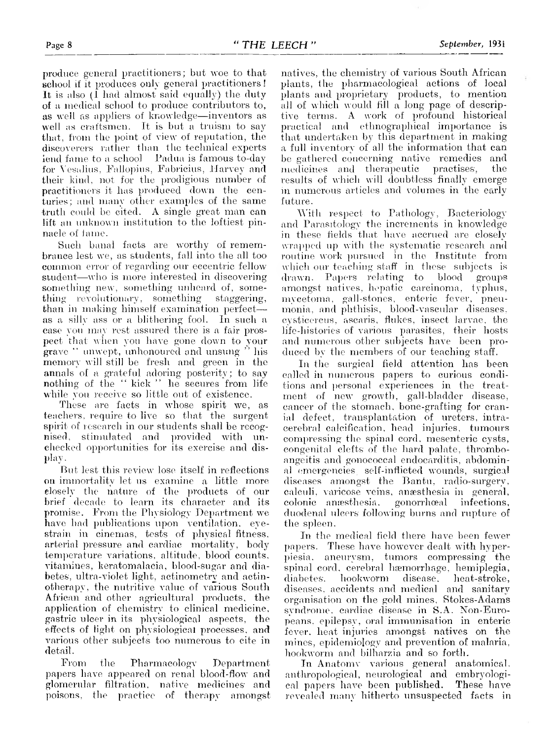produce general practitioners; but woe to that school if it produces only general practitioners! It is also (I had almost said equally) the duty of a medical school to produce contributors to, as well as appliers of knowledge—inventors as well as craftsmen. It is but a truism to say that, from the point of view of reputation, the discoverers rather than the technical experts lend fame to a school Padua is famous to-day for Vesalius, Fallopius, Fabricius, Harvey and their kind, not for the prodigious number of practitioners it has produced down the centuries; and many other examples of the same truth could be cited. A single great man can lift an unknown institution to the loftiest pinnacle of fame.

Such banal facts are worthy of remembrance lest we, as students, fall into the all too common error of regarding our eccentric fellow student—who is more interested in discovering something new, something unheard of, something revolutionary, something staggering, than in making himself examination perfect—as a silly ass or a blithering fool. In such a case you may rest assured there is a fair prospect that when you have gone down to your grave " unwept, unhonoured and unsung " his memory will still be fresh and green in the annals of a grateful adoring posterity; to say nothing of the " kick " he secures from life while you receive so little out of existence.

These are facts in whose spirit we, as teachers, require to live so that the surgent spirit of research in our students shall be recognised, stimulated and provided with unchecked opportunities for its exercise and display.

But lest this review lose itself in reflections on immortality let us examine a little more closely the nature of the products of our brief decade to learn its character and its promise. From the Physiology Department we have had publications upon ventilation, eye-strain in cinemas, tests of physical fitness, arterial pressure and cardiac mortality, body temperature variations, altitude, blood counts, vitamines, keratomalacia, blood-sugar and diabetes, ultra-violet light, actinometry and actinotherapy, the nutritive value of various South African and other agricultural products, the application of chemistry to clinical medicine, gastric ulcer in its physiological aspects, the effects of light on physiological processes, and various other subjects too numerous to cite in detail.

From the Pharmacology Department papers have appeared on renal blood-flow and glomerular filtration, native medicines and poisons, the practice of therapy amongst natives, the chemistry of various South African plants, the pharmacological actions of local plants and proprietary products, to mention all of which would fill a long page of descriptive terms. A work of profound historical practical and ethnographical importance is that undertaken by this department in making a full inventory of all the information that can be gathered concerning native remedies and medicines and therapeutic practises, the results of which will doubtless finally emerge in numerous articles and volumes in the early future.

With respect to Pathology, Bacteriology and Parasitology the increments in knowledge in these fields that have accrued are closely wrapped up with the systematic research and routine work pursued in the Institute from which our teaching staff in these subjects is drawn. Papers relating to blood groups amongst natives, hepatic carcinoma, typhus, mycetoma, gall-stones, enteric fever, pneumonia, and phthisis, blood-vascular diseases, cysticercus, ascaris, flukes, insect larvae, the life-histories of various parasites, their hosts and numerous other subjects have been produced by the members of our teaching staff.

In the surgical field attention has been called in numerous papers to curious conditions and personal experiences in the treatment of new growth, gall-bladder disease, cancer of the stomach, bone-grafting for cranial defect, transplantation of ureters, intracerebral calcification, head injuries, tumours compressing the spinal cord, mesenteric cysts, congenital clefts of the hard palate, thrombo-angeitis and gonococcal endocarditis, abdominal emergencies self-inflicted wounds, surgical diseases amongst the Bantu, radio-surgery, calculi, varicose veins, anæsthesia in general, colonic anæsthesia, gonorrhœal infections, duodenal ulcers following burns and rupture of the spleen.

In the medical field there have been fewer papers. These have however dealt with hyperpiesia, aneurysm, tumors compressing the spinal cord, cerebral hæmorrhage, hemiplegia, diabetes, hookworm disease, heat-stroke, diseases, accidents and medical and sanitary organisation on the gold mines, Stokes-Adams syndrome, cardiac disease in S.A. Non-Europeans, epilepsy, oral immunisation in enteric fever, heat injuries amongst natives on the mines, epidemiology and prevention of malaria, hookworm and bilharzia and so forth.

In Anatomy various general anatomical, anthropological, neurological and embryological papers have been published. These have revealed many hitherto unsuspected facts in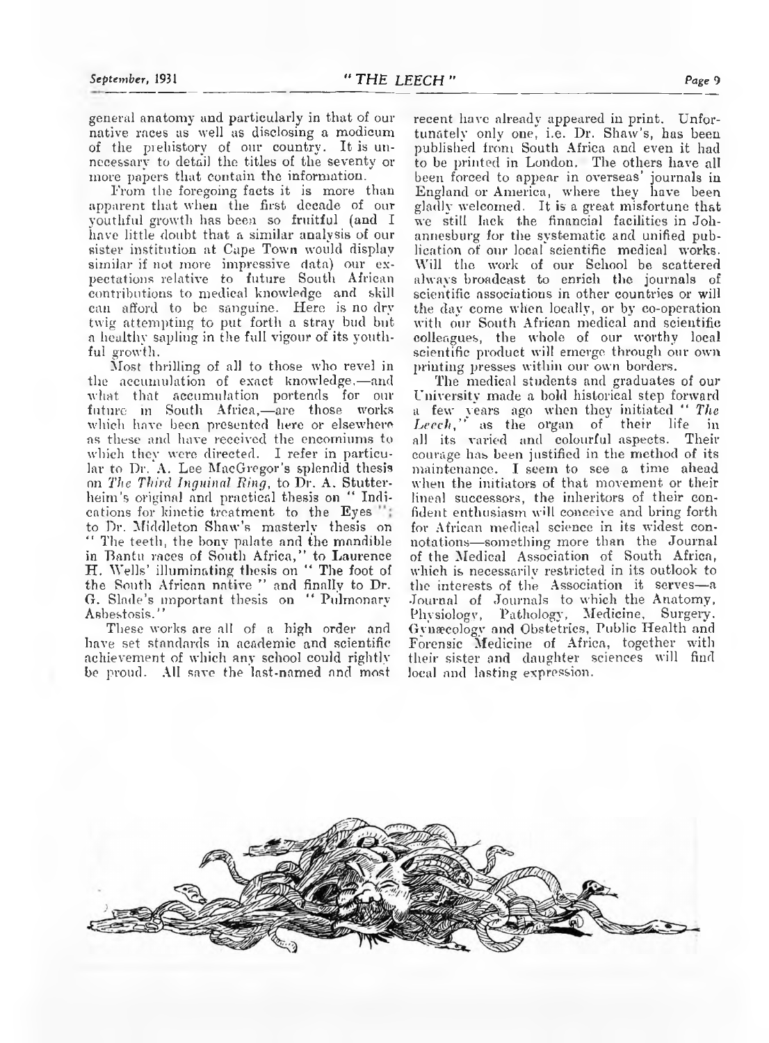general anatomy and particularly in that of our native races as well as disclosing a modicum of the prehistory of our country. It is unnecessary to detail the titles of the seventy or more papers that contain the information.

From the foregoing facts it is more than apparent that when the first decade of our youthful growth has been so fruitful (and I have little doubt that a similar analysis of our sister institution at Cape Town would display similar if not more impressive data) our expectations relative to future South African contributions to medical knowledge and skill can afford to be sanguine. Here is no dry twig attempting to put forth a stray bud but a healthy sapling in the full vigour of its youthful growth.

Most thrilling of all to those who revel in the accumulation of exact knowledge,—and what that accumulation portends for our future in South Africa,—are those works which have been presented here or elsewhere as these and have received the encomiums to which they were directed. I refer in particular to Dr. A. Lee MacGregor's splendid thesis on *The Third Inguinal Ring*, to Dr. A. Stutterheim's original and practical thesis on "Indications for kinetic treatment to the Eyes"; to Dr. Middleton Shaw's masterly thesis on "The teeth, the bony palate and the mandible in Bantu races of South Africa," to Laurence H. Wells' illuminating thesis on "The foot of the South African native" and finally to Dr. G. Slade's important thesis on "Pulmonary Asbestosis."

These works are all of a high order and have set standards in academic and scientific achievement of which any school could rightly be proud. All save the last-named and most recent have already appeared in print. Unfortunately only one, i.e. Dr. Shaw's, has been published from South Africa and even it had to be printed in London. The others have all been forced to appear in overseas' journals in England or America, where they have been gladly welcomed. It is a great misfortune that we still lack the financial facilities in Johannesburg for the systematic and unified publication of our local scientific medical works. Will the work of our School be scattered always broadcast to enrich the journals of scientific associations in other countries or will the day come when locally, or by co-operation with our South African medical and scientific colleagues, the whole of our worthy local scientific product will emerge through our own printing presses within our own borders.

The medical students and graduates of our University made a bold historical step forward a few years ago when they initiated "*The Leech*," as the organ of their life in all its varied and colourful aspects. Their courage has been justified in the method of its maintenance. I seem to see a time ahead when the initiators of that movement or their lineal successors, the inheritors of their confident enthusiasm will conceive and bring forth for African medical science in its widest connotations—something more than the Journal of the Medical Association of South Africa, which is necessarily restricted in its outlook to the interests of the Association it serves—a Journal of Journals to which the Anatomy, Physiology, Pathology, Medicine, Surgery, Gynæcology and Obstetrics, Public Health and Forensic Medicine of Africa, together with their sister and daughter sciences will find local and lasting expression.